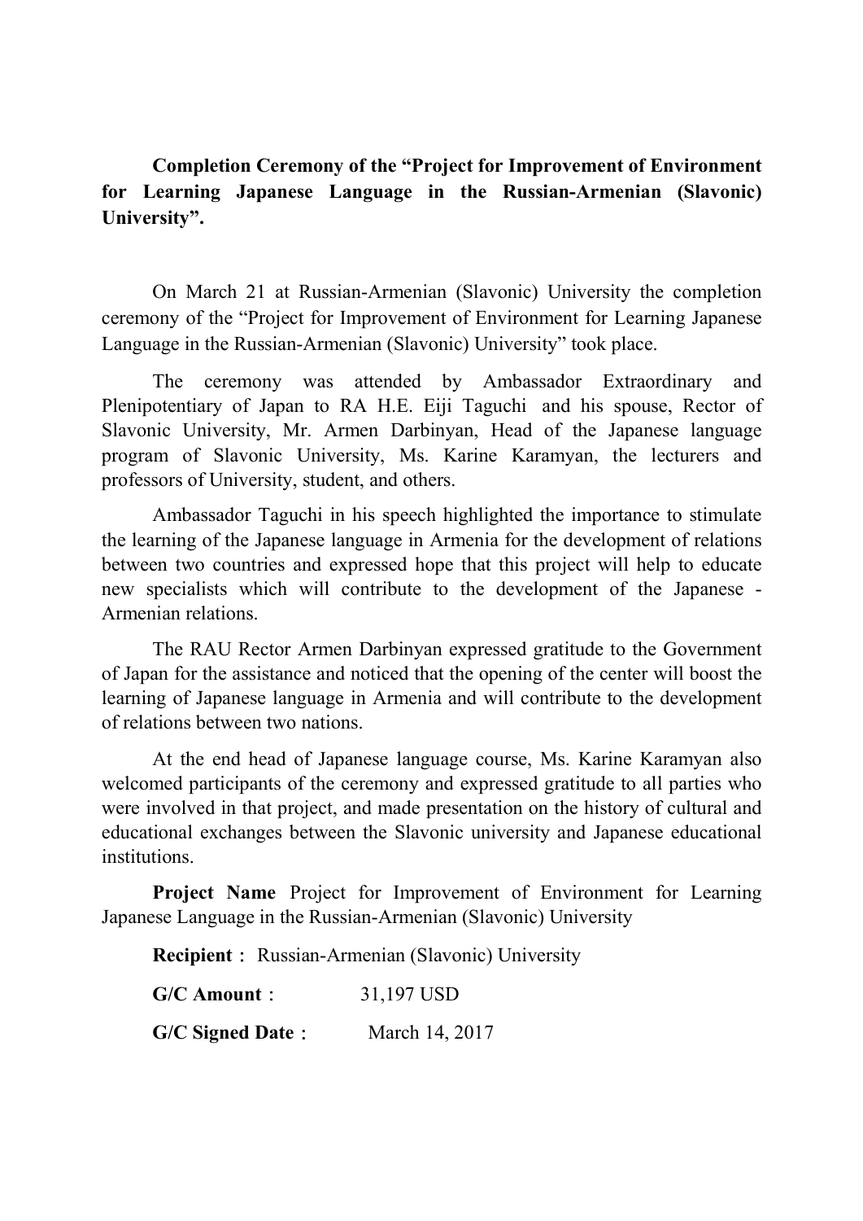**Completion Ceremony of the "Project for Improvement of Environment for Learning Japanese Language in the Russian-Armenian (Slavonic) University".**

On March 21 at Russian-Armenian (Slavonic) University the completion ceremony of the "Project for Improvement of Environment for Learning Japanese Language in the Russian-Armenian (Slavonic) University" took place.

The ceremony was attended by Ambassador Extraordinary and Plenipotentiary of Japan to RA H.E. Eiji Taguchi and his spouse, Rector of Slavonic University, Mr. Armen Darbinyan, Head of the Japanese language program of Slavonic University, Ms. Karine Karamyan, the lecturers and professors of University, student, and others.

Ambassador Taguchi in his speech highlighted the importance to stimulate the learning of the Japanese language in Armenia for the development of relations between two countries and expressed hope that this project will help to educate new specialists which will contribute to the development of the Japanese - Armenian relations.

The RAU Rector Armen Darbinyan expressed gratitude to the Government of Japan for the assistance and noticed that the opening of the center will boost the learning of Japanese language in Armenia and will contribute to the development of relations between two nations.

At the end head of Japanese language course, Ms. Karine Karamyan also welcomed participants of the ceremony and expressed gratitude to all parties who were involved in that project, and made presentation on the history of cultural and educational exchanges between the Slavonic university and Japanese educational institutions.

**Project Name** Project for Improvement of Environment for Learning Japanese Language in the Russian-Armenian (Slavonic) University

**Recipient**： Russian-Armenian (Slavonic) University

**G/C Amount**： 31,197 USD

**G/C Signed Date**： March 14, 2017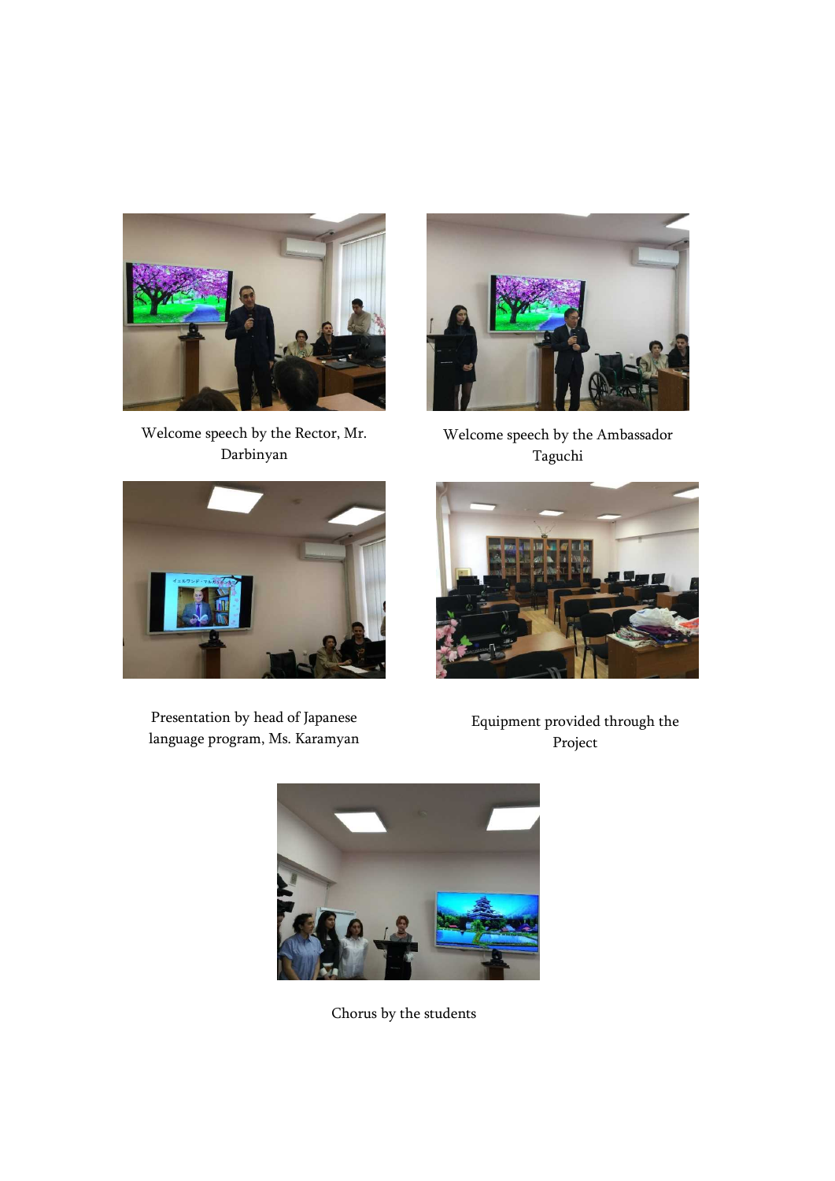Welcome speech by the Rector, Mr. Darbinyan

Welcome speech by the Ambassador Taguchi

Presentation by head of Japanese language program, Ms. Karamyan

Equipment provided through the Project

Chorus by the students